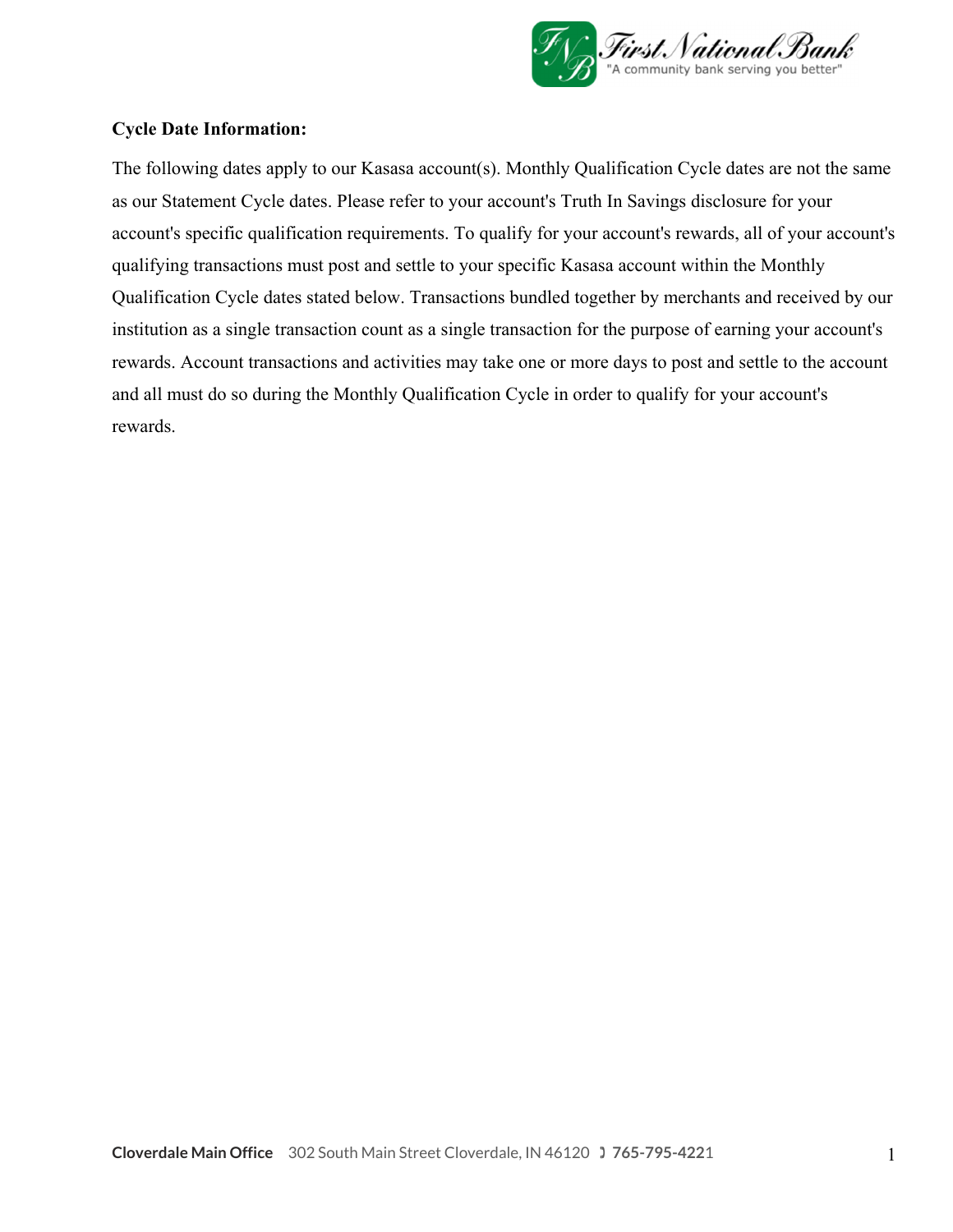**Cycle Date Information:**

The following dates apply to our Kasasa account(s). Monthly Qualification Cycle dates are not the same as our Statement Cycle dates. Please refer to your account's Truth In Savings disclosure for your account's specific qualification requirements. To qualify for your account's rewards, all of your account's qualifying transactions must post and settle to your specific Kasasa account within the Monthly Qualification Cycle dates stated below. Transactions bundled together by merchants and received by our institution as a single transaction count as a single transaction for the purpose of earning your account's rewards. Account transactions and activities may take one or more days to post and settle to the account and all must do so during the Monthly Qualification Cycle in order to qualify for your account's rewards.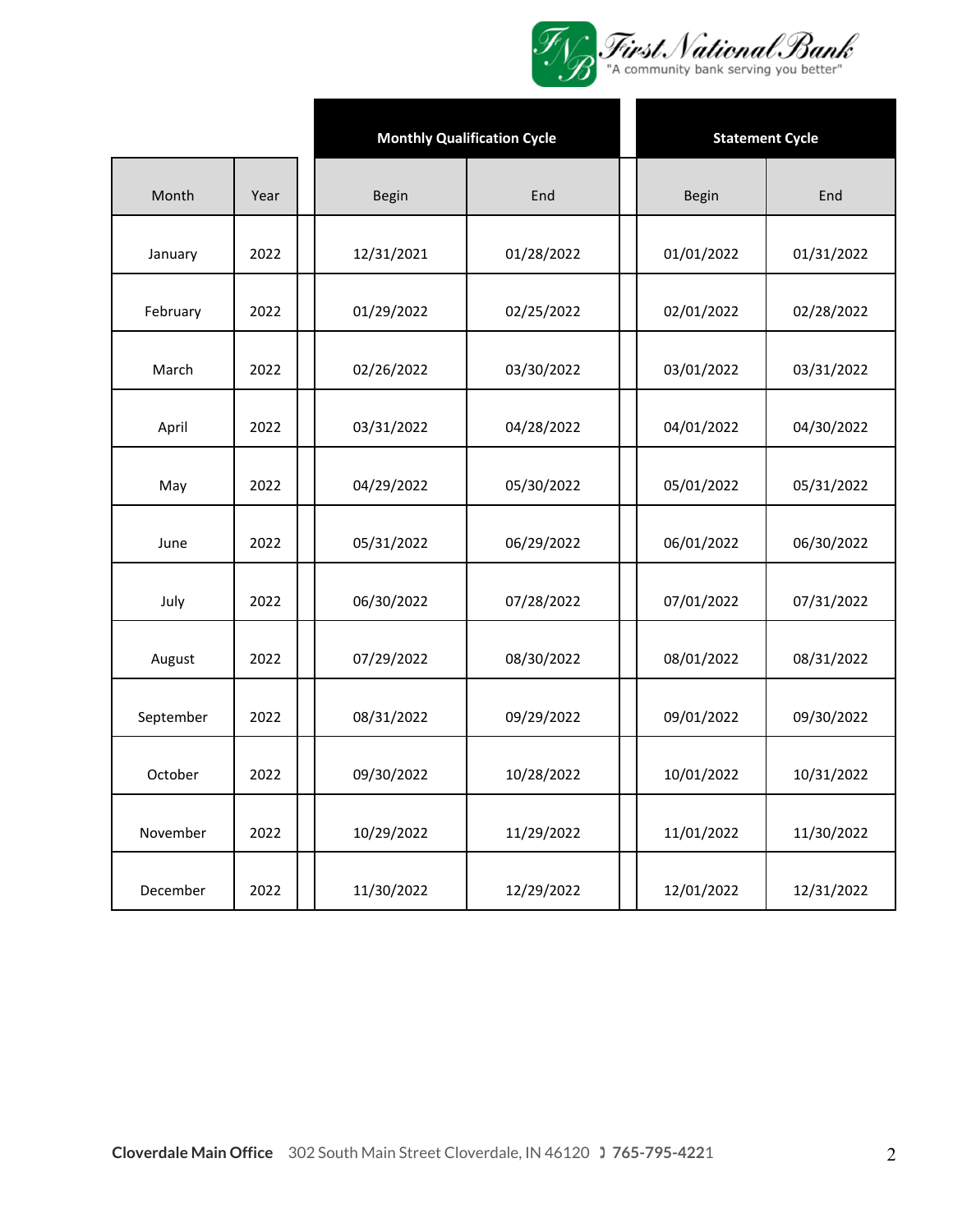| | | Monthly Qualification Cycle | | Statement Cycle | |
|---|---|---|---|---|---|
| Month | Year | Begin | End | Begin | End |
| January | 2022 | 12/31/2021 | 01/28/2022 | 01/01/2022 | 01/31/2022 |
| February | 2022 | 01/29/2022 | 02/25/2022 | 02/01/2022 | 02/28/2022 |
| March | 2022 | 02/26/2022 | 03/30/2022 | 03/01/2022 | 03/31/2022 |
| April | 2022 | 03/31/2022 | 04/28/2022 | 04/01/2022 | 04/30/2022 |
| May | 2022 | 04/29/2022 | 05/30/2022 | 05/01/2022 | 05/31/2022 |
| June | 2022 | 05/31/2022 | 06/29/2022 | 06/01/2022 | 06/30/2022 |
| July | 2022 | 06/30/2022 | 07/28/2022 | 07/01/2022 | 07/31/2022 |
| August | 2022 | 07/29/2022 | 08/30/2022 | 08/01/2022 | 08/31/2022 |
| September | 2022 | 08/31/2022 | 09/29/2022 | 09/01/2022 | 09/30/2022 |
| October | 2022 | 09/30/2022 | 10/28/2022 | 10/01/2022 | 10/31/2022 |
| November | 2022 | 10/29/2022 | 11/29/2022 | 11/01/2022 | 11/30/2022 |
| December | 2022 | 11/30/2022 | 12/29/2022 | 12/01/2022 | 12/31/2022 |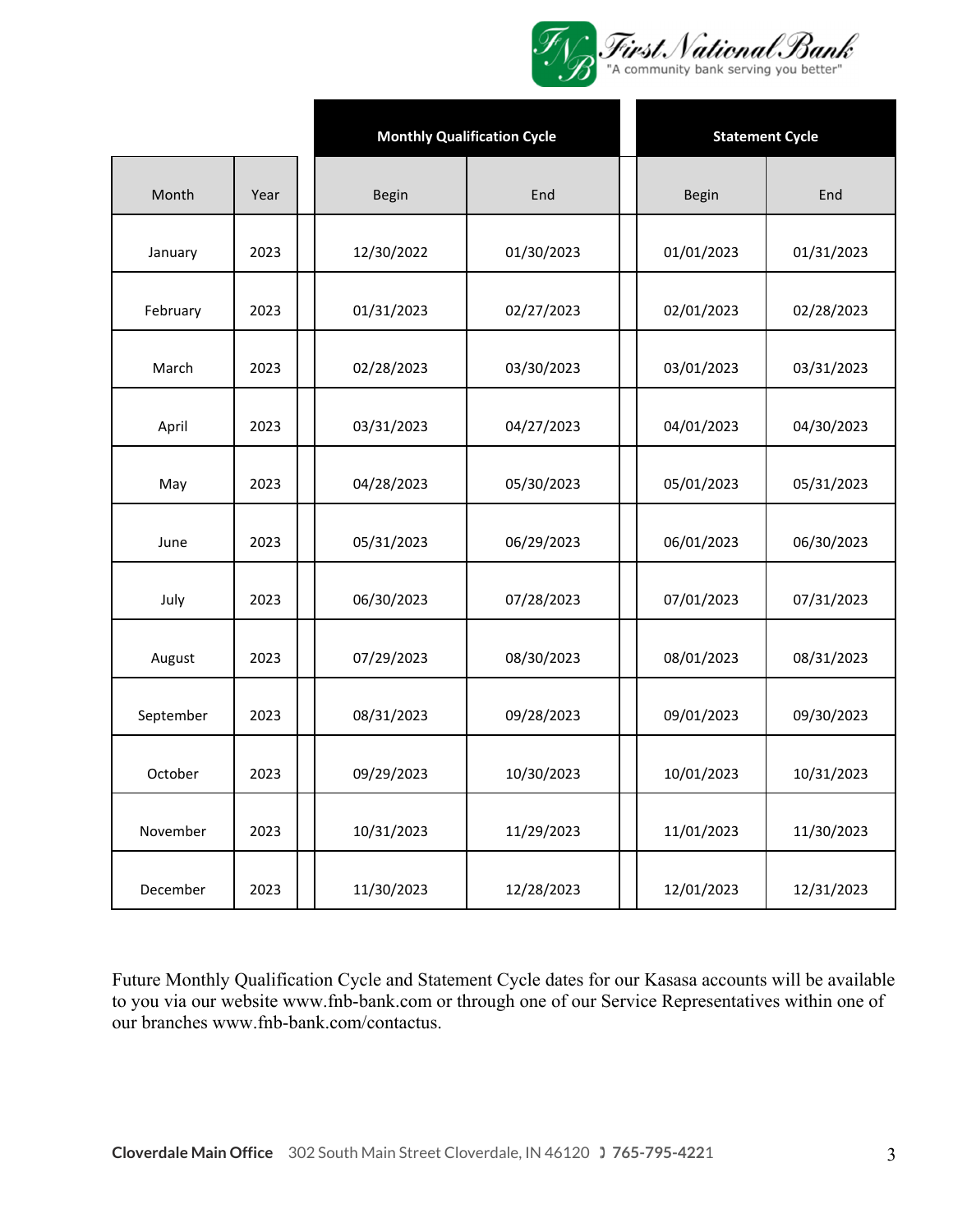| | | Monthly Qualification Cycle | | Statement Cycle | |
|---|---|---|---|---|---|
| Month | Year | Begin | End | Begin | End |
| January | 2023 | 12/30/2022 | 01/30/2023 | 01/01/2023 | 01/31/2023 |
| February | 2023 | 01/31/2023 | 02/27/2023 | 02/01/2023 | 02/28/2023 |
| March | 2023 | 02/28/2023 | 03/30/2023 | 03/01/2023 | 03/31/2023 |
| April | 2023 | 03/31/2023 | 04/27/2023 | 04/01/2023 | 04/30/2023 |
| May | 2023 | 04/28/2023 | 05/30/2023 | 05/01/2023 | 05/31/2023 |
| June | 2023 | 05/31/2023 | 06/29/2023 | 06/01/2023 | 06/30/2023 |
| July | 2023 | 06/30/2023 | 07/28/2023 | 07/01/2023 | 07/31/2023 |
| August | 2023 | 07/29/2023 | 08/30/2023 | 08/01/2023 | 08/31/2023 |
| September | 2023 | 08/31/2023 | 09/28/2023 | 09/01/2023 | 09/30/2023 |
| October | 2023 | 09/29/2023 | 10/30/2023 | 10/01/2023 | 10/31/2023 |
| November | 2023 | 10/31/2023 | 11/29/2023 | 11/01/2023 | 11/30/2023 |
| December | 2023 | 11/30/2023 | 12/28/2023 | 12/01/2023 | 12/31/2023 |

Future Monthly Qualification Cycle and Statement Cycle dates for our Kasasa accounts will be available to you via our website www.fnb-bank.com or through one of our Service Representatives within one of our branches www.fnb-bank.com/contactus.